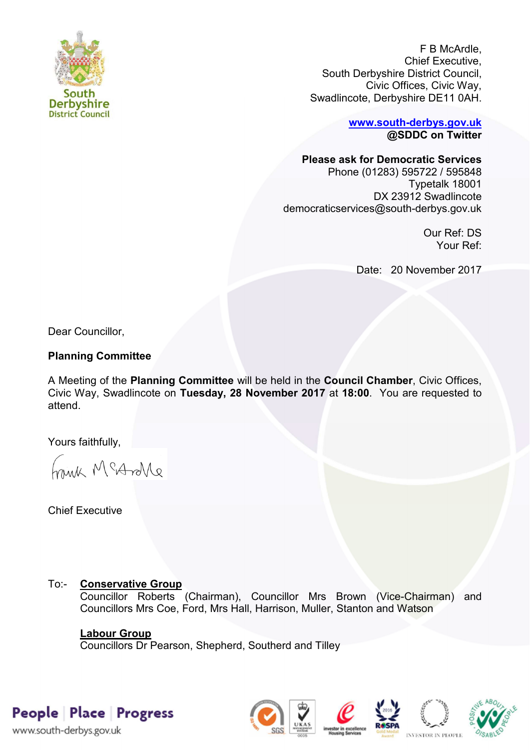South Derbyshire District Council

F B McArdle,
Chief Executive,
South Derbyshire District Council,
Civic Offices, Civic Way,
Swadlincote, Derbyshire DE11 0AH.

[www.south-derbys.gov.uk](http://www.south-derbys.gov.uk)
**@SDDC on Twitter**

**Please ask for Democratic Services**
Phone (01283) 595722 / 595848
Typetalk 18001
DX 23912 Swadlincote
democraticservices@south-derbys.gov.uk

Our Ref: DS
Your Ref:

Date: 20 November 2017

Dear Councillor,

**Planning Committee**

A Meeting of the **Planning Committee** will be held in the **Council Chamber**, Civic Offices, Civic Way, Swadlincote on **Tuesday, 28 November 2017** at **18:00**. You are requested to attend.

Yours faithfully,

Frank McArdle

Chief Executive

To:- **Conservative Group**
Councillor Roberts (Chairman), Councillor Mrs Brown (Vice-Chairman) and Councillors Mrs Coe, Ford, Mrs Hall, Harrison, Muller, Stanton and Watson

**Labour Group**
Councillors Dr Pearson, Shepherd, Southerd and Tilley

People | Place | Progress
www.south-derbys.gov.uk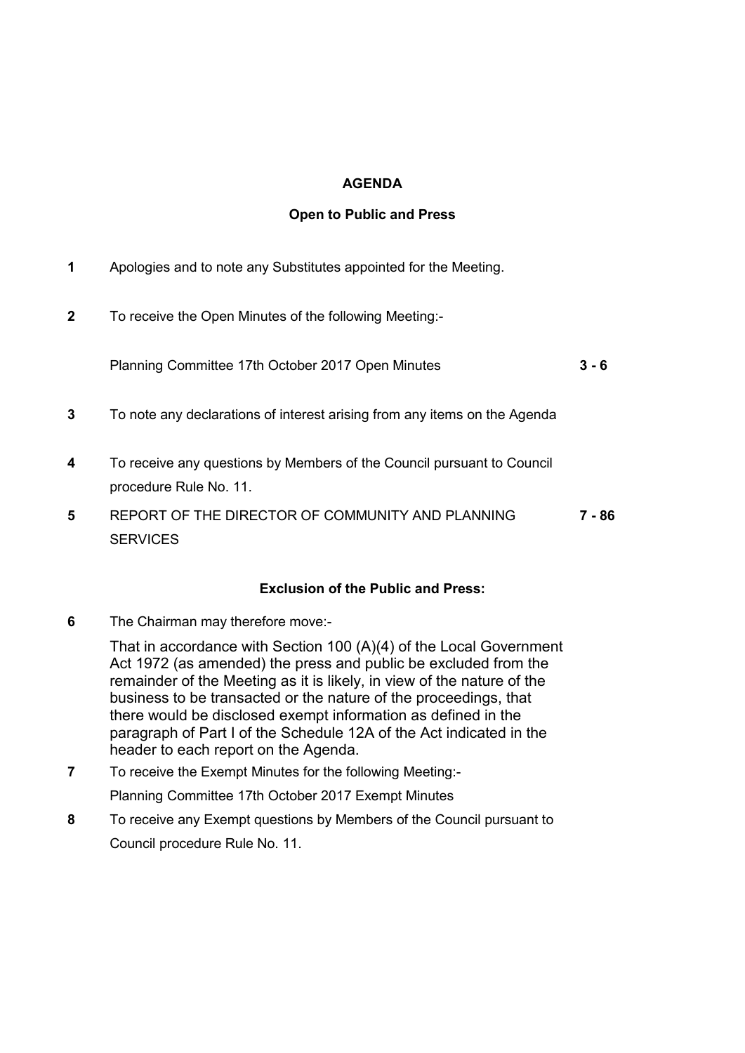# AGENDA

## Open to Public and Press

| | | |
|---|---|---|
| **1** | Apologies and to note any Substitutes appointed for the Meeting. | |
| **2** | To receive the Open Minutes of the following Meeting:- | |
| | Planning Committee 17th October 2017 Open Minutes | **3 - 6** |
| **3** | To note any declarations of interest arising from any items on the Agenda | |
| **4** | To receive any questions by Members of the Council pursuant to Council procedure Rule No. 11. | |
| **5** | REPORT OF THE DIRECTOR OF COMMUNITY AND PLANNING SERVICES | **7 - 86** |

## Exclusion of the Public and Press:

**6** The Chairman may therefore move:-

That in accordance with Section 100 (A)(4) of the Local Government Act 1972 (as amended) the press and public be excluded from the remainder of the Meeting as it is likely, in view of the nature of the business to be transacted or the nature of the proceedings, that there would be disclosed exempt information as defined in the paragraph of Part I of the Schedule 12A of the Act indicated in the header to each report on the Agenda.

**7** To receive the Exempt Minutes for the following Meeting:-

Planning Committee 17th October 2017 Exempt Minutes

**8** To receive any Exempt questions by Members of the Council pursuant to Council procedure Rule No. 11.